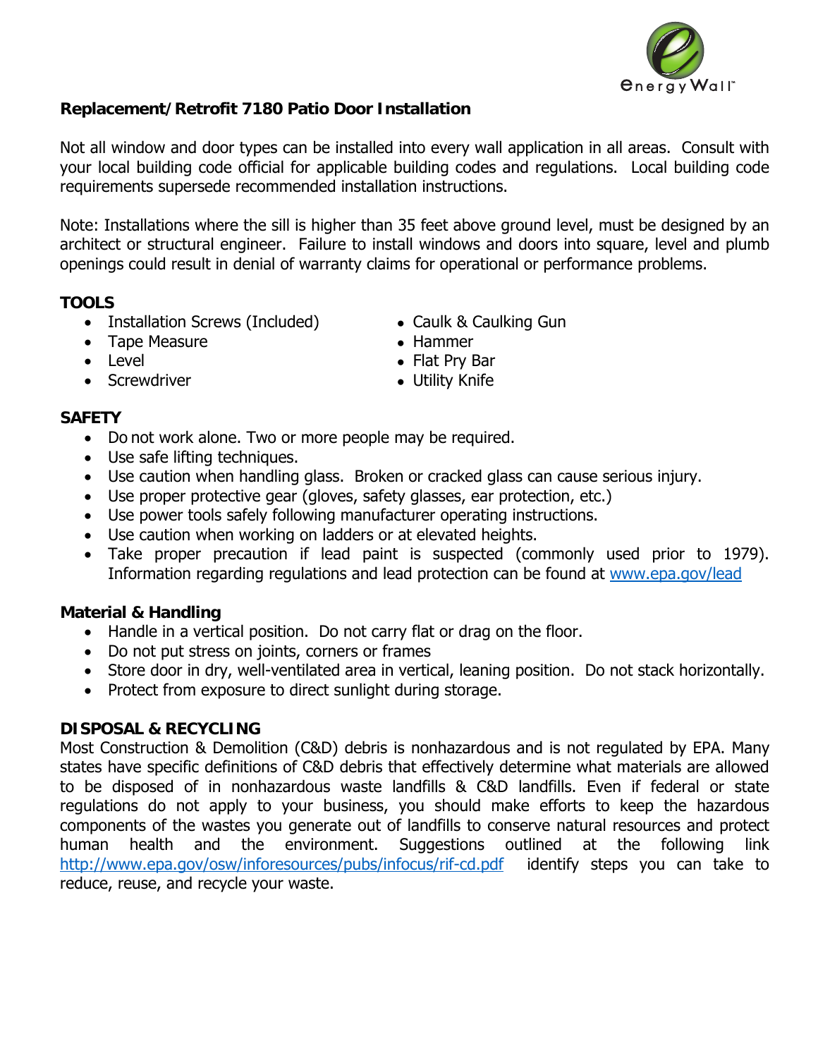## Replacement/Retrofit 7180 Patio Door Installation

Not all window and door types can be installed into every wall application in all areas. Consult with your local building code official for applicable building codes and regulations. Local building code requirements supersede recommended installation instructions.

Note: Installations where the sill is higher than 35 feet above ground level, must be designed by an architect or structural engineer. Failure to install windows and doors into square, level and plumb openings could result in denial of warranty claims for operational or performance problems.

### TOOLS

- Installation Screws (Included)
- Tape Measure
- Level
- Screwdriver
- Caulk & Caulking Gun
- Hammer
- Flat Pry Bar
- Utility Knife

### SAFETY

- Do not work alone. Two or more people may be required.
- Use safe lifting techniques.
- Use caution when handling glass. Broken or cracked glass can cause serious injury.
- Use proper protective gear (gloves, safety glasses, ear protection, etc.)
- Use power tools safely following manufacturer operating instructions.
- Use caution when working on ladders or at elevated heights.
- Take proper precaution if lead paint is suspected (commonly used prior to 1979). Information regarding regulations and lead protection can be found at www.epa.gov/lead

### Material & Handling

- Handle in a vertical position. Do not carry flat or drag on the floor.
- Do not put stress on joints, corners or frames
- Store door in dry, well-ventilated area in vertical, leaning position. Do not stack horizontally.
- Protect from exposure to direct sunlight during storage.

### DISPOSAL & RECYCLING

Most Construction & Demolition (C&D) debris is nonhazardous and is not regulated by EPA. Many states have specific definitions of C&D debris that effectively determine what materials are allowed to be disposed of in nonhazardous waste landfills & C&D landfills. Even if federal or state regulations do not apply to your business, you should make efforts to keep the hazardous components of the wastes you generate out of landfills to conserve natural resources and protect human health and the environment. Suggestions outlined at the following link http://www.epa.gov/osw/inforesources/pubs/infocus/rif-cd.pdf identify steps you can take to reduce, reuse, and recycle your waste.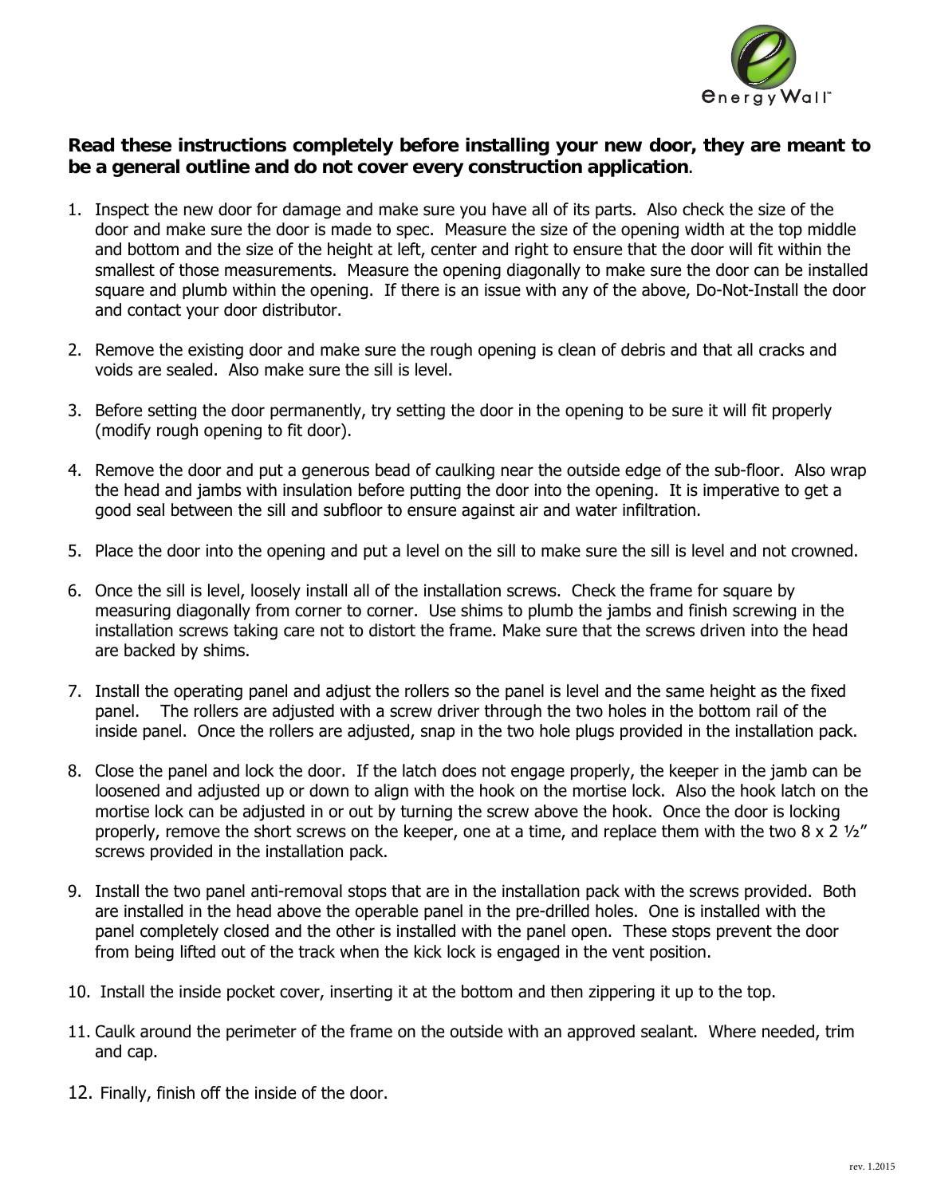**Read these instructions completely before installing your new door, they are meant to be a general outline and do not cover every construction application**.

1. Inspect the new door for damage and make sure you have all of its parts. Also check the size of the door and make sure the door is made to spec. Measure the size of the opening width at the top middle and bottom and the size of the height at left, center and right to ensure that the door will fit within the smallest of those measurements. Measure the opening diagonally to make sure the door can be installed square and plumb within the opening. If there is an issue with any of the above, Do-Not-Install the door and contact your door distributor.

2. Remove the existing door and make sure the rough opening is clean of debris and that all cracks and voids are sealed. Also make sure the sill is level.

3. Before setting the door permanently, try setting the door in the opening to be sure it will fit properly (modify rough opening to fit door).

4. Remove the door and put a generous bead of caulking near the outside edge of the sub-floor. Also wrap the head and jambs with insulation before putting the door into the opening. It is imperative to get a good seal between the sill and subfloor to ensure against air and water infiltration.

5. Place the door into the opening and put a level on the sill to make sure the sill is level and not crowned.

6. Once the sill is level, loosely install all of the installation screws. Check the frame for square by measuring diagonally from corner to corner. Use shims to plumb the jambs and finish screwing in the installation screws taking care not to distort the frame. Make sure that the screws driven into the head are backed by shims.

7. Install the operating panel and adjust the rollers so the panel is level and the same height as the fixed panel. The rollers are adjusted with a screw driver through the two holes in the bottom rail of the inside panel. Once the rollers are adjusted, snap in the two hole plugs provided in the installation pack.

8. Close the panel and lock the door. If the latch does not engage properly, the keeper in the jamb can be loosened and adjusted up or down to align with the hook on the mortise lock. Also the hook latch on the mortise lock can be adjusted in or out by turning the screw above the hook. Once the door is locking properly, remove the short screws on the keeper, one at a time, and replace them with the two 8 x 2 ½" screws provided in the installation pack.

9. Install the two panel anti-removal stops that are in the installation pack with the screws provided. Both are installed in the head above the operable panel in the pre-drilled holes. One is installed with the panel completely closed and the other is installed with the panel open. These stops prevent the door from being lifted out of the track when the kick lock is engaged in the vent position.

10. Install the inside pocket cover, inserting it at the bottom and then zippering it up to the top.

11. Caulk around the perimeter of the frame on the outside with an approved sealant. Where needed, trim and cap.

12. Finally, finish off the inside of the door.

rev. 1.2015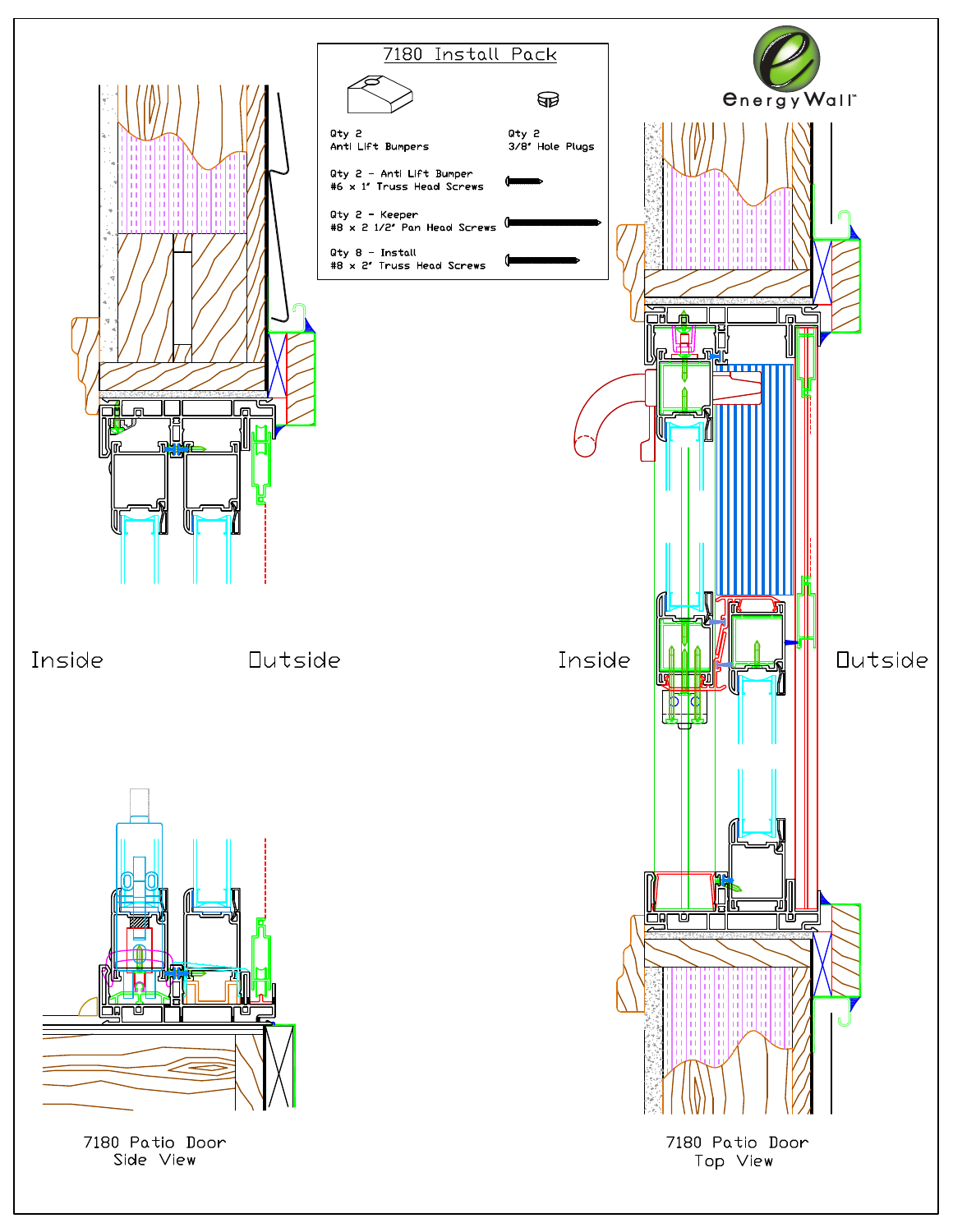## 7180 Install Pack

Qty 2
Anti Lift Bumpers

Qty 2
3/8" Hole Plugs

Qty 2 - Anti Lift Bumper
#6 x 1" Truss Head Screws

Qty 2 - Keeper
#8 x 2 1/2" Pan Head Screws

Qty 8 - Install
#8 x 2" Truss Head Screws

energyWall™

Inside

Outside

Inside

Outside

7180 Patio Door
Side View

7180 Patio Door
Top View